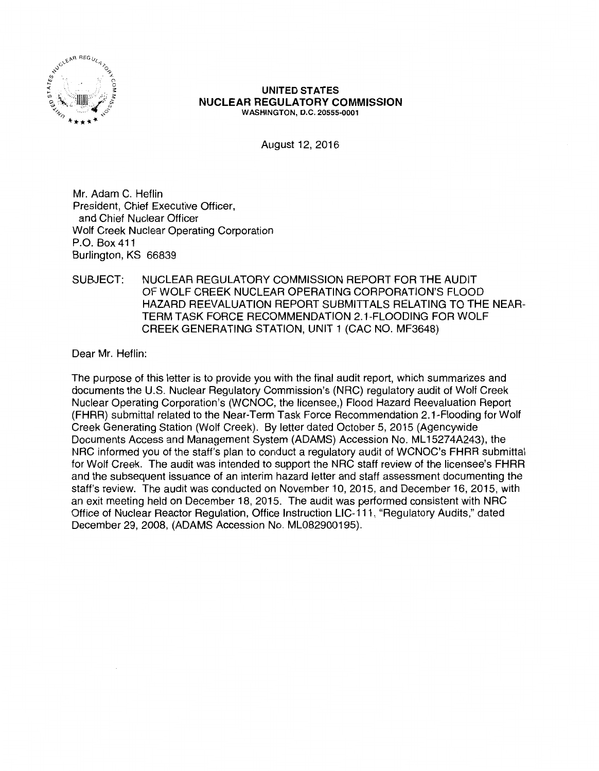**UNITED STATES**
**NUCLEAR REGULATORY COMMISSION**
WASHINGTON, D.C. 20555-0001

August 12, 2016

Mr. Adam C. Heflin
President, Chief Executive Officer,
and Chief Nuclear Officer
Wolf Creek Nuclear Operating Corporation
P.O. Box 411
Burlington, KS 66839

SUBJECT: NUCLEAR REGULATORY COMMISSION REPORT FOR THE AUDIT OF WOLF CREEK NUCLEAR OPERATING CORPORATION'S FLOOD HAZARD REEVALUATION REPORT SUBMITTALS RELATING TO THE NEAR-TERM TASK FORCE RECOMMENDATION 2.1-FLOODING FOR WOLF CREEK GENERATING STATION, UNIT 1 (CAC NO. MF3648)

Dear Mr. Heflin:

The purpose of this letter is to provide you with the final audit report, which summarizes and documents the U.S. Nuclear Regulatory Commission's (NRC) regulatory audit of Wolf Creek Nuclear Operating Corporation's (WCNOC, the licensee,) Flood Hazard Reevaluation Report (FHRR) submittal related to the Near-Term Task Force Recommendation 2.1-Flooding for Wolf Creek Generating Station (Wolf Creek). By letter dated October 5, 2015 (Agencywide Documents Access and Management System (ADAMS) Accession No. ML15274A243), the NRC informed you of the staff's plan to conduct a regulatory audit of WCNOC's FHRR submittal for Wolf Creek. The audit was intended to support the NRC staff review of the licensee's FHRR and the subsequent issuance of an interim hazard letter and staff assessment documenting the staff's review. The audit was conducted on November 10, 2015, and December 16, 2015, with an exit meeting held on December 18, 2015. The audit was performed consistent with NRC Office of Nuclear Reactor Regulation, Office Instruction LIC-111, "Regulatory Audits," dated December 29, 2008, (ADAMS Accession No. ML082900195).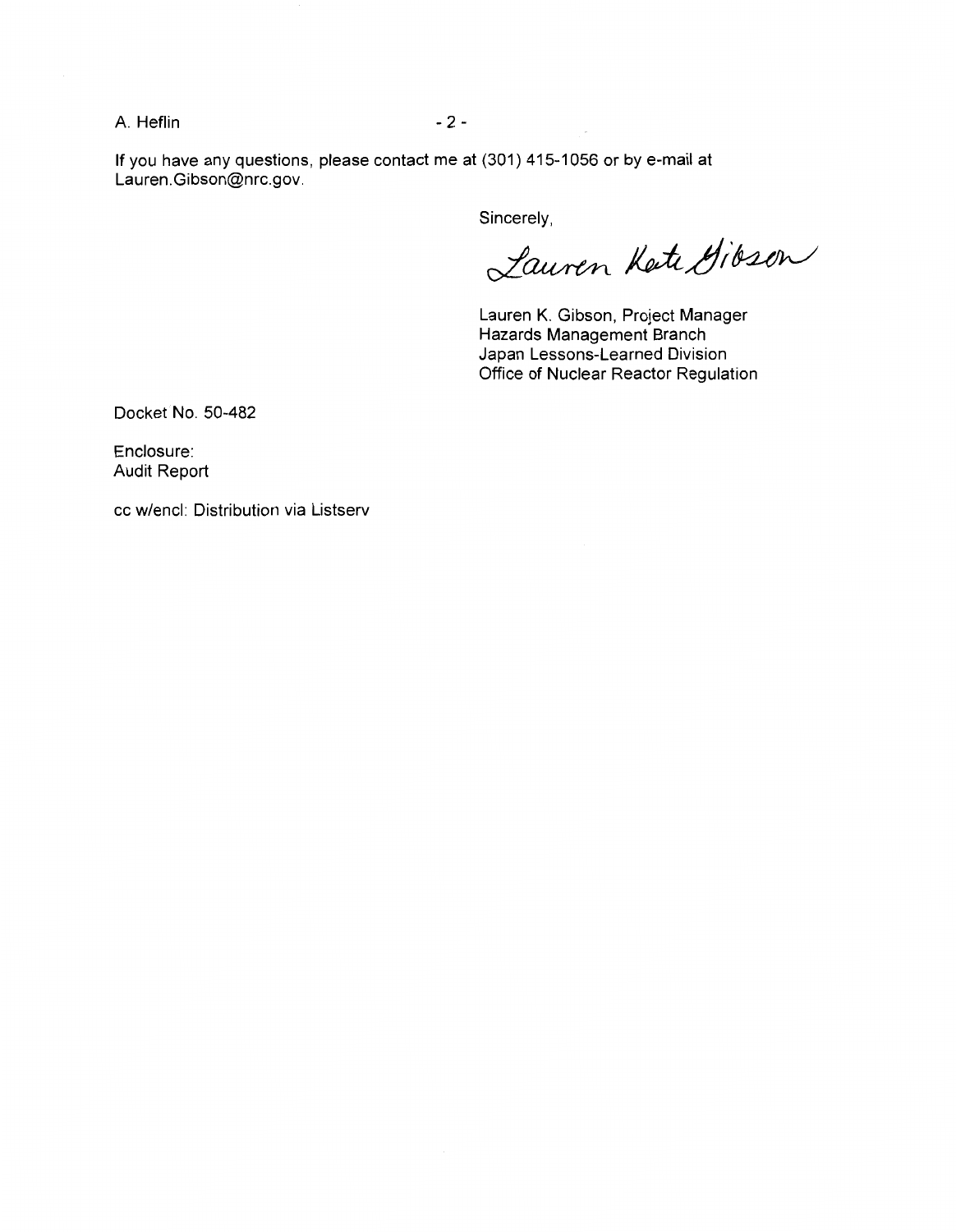If you have any questions, please contact me at (301) 415-1056 or by e-mail at Lauren.Gibson@nrc.gov.

Sincerely,

Lauren Kate Gibson

Lauren K. Gibson, Project Manager
Hazards Management Branch
Japan Lessons-Learned Division
Office of Nuclear Reactor Regulation

Docket No. 50-482

Enclosure:
Audit Report

cc w/encl: Distribution via Listserv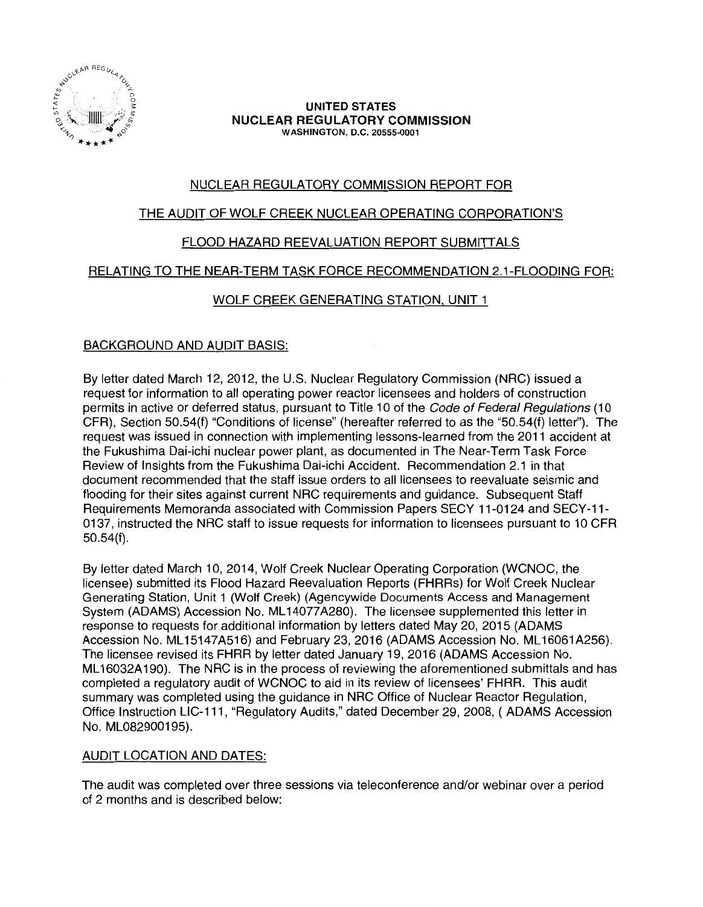**UNITED STATES**
**NUCLEAR REGULATORY COMMISSION**
WASHINGTON, D.C. 20555-0001

# NUCLEAR REGULATORY COMMISSION REPORT FOR THE AUDIT OF WOLF CREEK NUCLEAR OPERATING CORPORATION'S FLOOD HAZARD REEVALUATION REPORT SUBMITTALS RELATING TO THE NEAR-TERM TASK FORCE RECOMMENDATION 2.1-FLOODING FOR: WOLF CREEK GENERATING STATION, UNIT 1

## BACKGROUND AND AUDIT BASIS:

By letter dated March 12, 2012, the U.S. Nuclear Regulatory Commission (NRC) issued a request for information to all operating power reactor licensees and holders of construction permits in active or deferred status, pursuant to Title 10 of the *Code of Federal Regulations* (10 CFR), Section 50.54(f) "Conditions of license" (hereafter referred to as the "50.54(f) letter"). The request was issued in connection with implementing lessons-learned from the 2011 accident at the Fukushima Dai-ichi nuclear power plant, as documented in The Near-Term Task Force Review of Insights from the Fukushima Dai-ichi Accident. Recommendation 2.1 in that document recommended that the staff issue orders to all licensees to reevaluate seismic and flooding for their sites against current NRC requirements and guidance. Subsequent Staff Requirements Memoranda associated with Commission Papers SECY 11-0124 and SECY-11-0137, instructed the NRC staff to issue requests for information to licensees pursuant to 10 CFR 50.54(f).

By letter dated March 10, 2014, Wolf Creek Nuclear Operating Corporation (WCNOC, the licensee) submitted its Flood Hazard Reevaluation Reports (FHRRs) for Wolf Creek Nuclear Generating Station, Unit 1 (Wolf Creek) (Agencywide Documents Access and Management System (ADAMS) Accession No. ML14077A280). The licensee supplemented this letter in response to requests for additional information by letters dated May 20, 2015 (ADAMS Accession No. ML15147A516) and February 23, 2016 (ADAMS Accession No. ML16061A256). The licensee revised its FHRR by letter dated January 19, 2016 (ADAMS Accession No. ML16032A190). The NRC is in the process of reviewing the aforementioned submittals and has completed a regulatory audit of WCNOC to aid in its review of licensees' FHRR. This audit summary was completed using the guidance in NRC Office of Nuclear Reactor Regulation, Office Instruction LIC-111, "Regulatory Audits," dated December 29, 2008, ( ADAMS Accession No. ML082900195).

## AUDIT LOCATION AND DATES:

The audit was completed over three sessions via teleconference and/or webinar over a period of 2 months and is described below: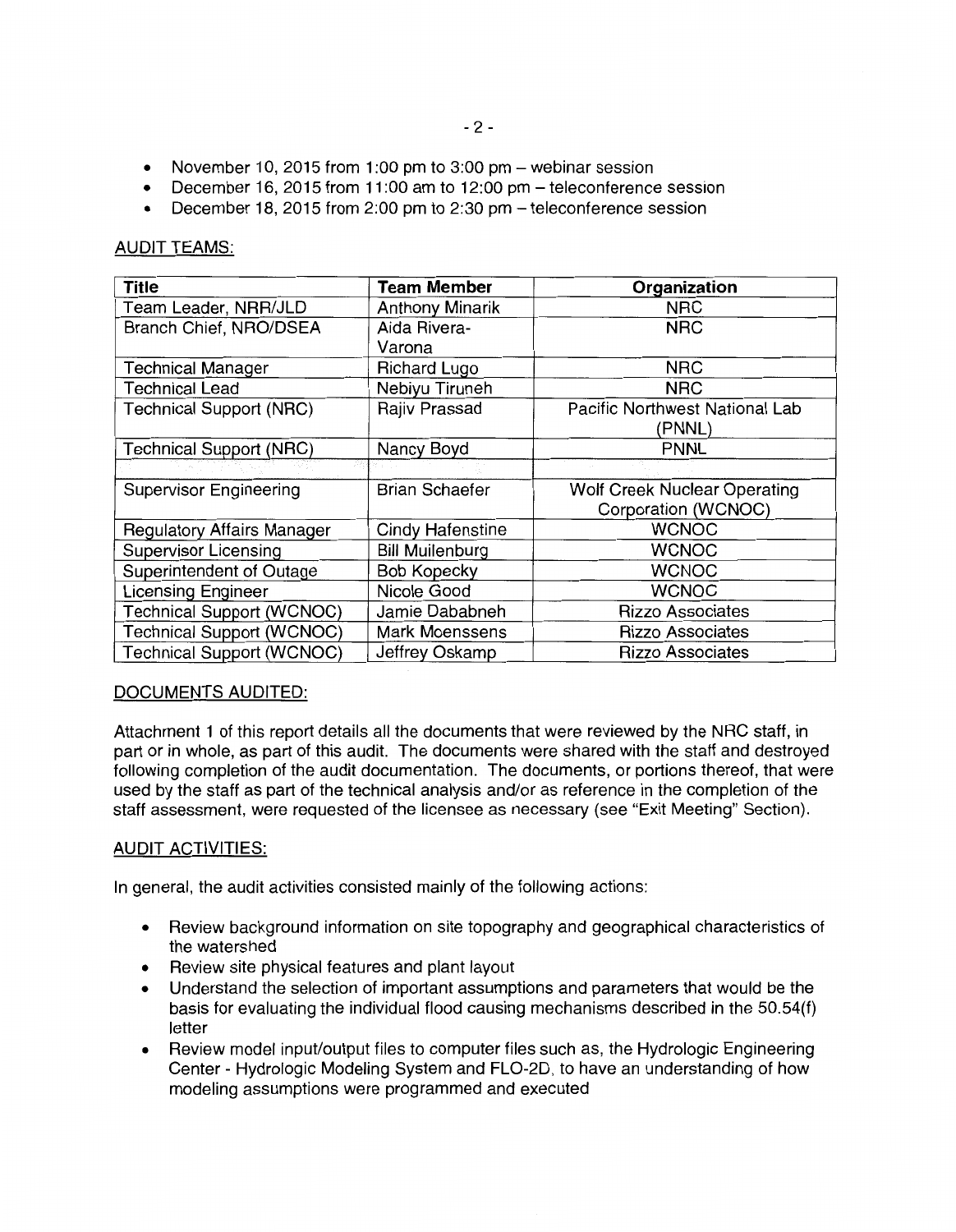- November 10, 2015 from 1:00 pm to 3:00 pm – webinar session
- December 16, 2015 from 11:00 am to 12:00 pm – teleconference session
- December 18, 2015 from 2:00 pm to 2:30 pm – teleconference session

AUDIT TEAMS:

| Title | Team Member | Organization |
|---|---|---|
| Team Leader, NRR/JLD | Anthony Minarik | NRC |
| Branch Chief, NRO/DSEA | Aida Rivera-Varona | NRC |
| Technical Manager | Richard Lugo | NRC |
| Technical Lead | Nebiyu Tiruneh | NRC |
| Technical Support (NRC) | Rajiv Prassad | Pacific Northwest National Lab (PNNL) |
| Technical Support (NRC) | Nancy Boyd | PNNL |
| | | |
| Supervisor Engineering | Brian Schaefer | Wolf Creek Nuclear Operating Corporation (WCNOC) |
| Regulatory Affairs Manager | Cindy Hafenstine | WCNOC |
| Supervisor Licensing | Bill Muilenburg | WCNOC |
| Superintendent of Outage | Bob Kopecky | WCNOC |
| Licensing Engineer | Nicole Good | WCNOC |
| Technical Support (WCNOC) | Jamie Dababneh | Rizzo Associates |
| Technical Support (WCNOC) | Mark Moenssens | Rizzo Associates |
| Technical Support (WCNOC) | Jeffrey Oskamp | Rizzo Associates |

DOCUMENTS AUDITED:

Attachment 1 of this report details all the documents that were reviewed by the NRC staff, in part or in whole, as part of this audit. The documents were shared with the staff and destroyed following completion of the audit documentation. The documents, or portions thereof, that were used by the staff as part of the technical analysis and/or as reference in the completion of the staff assessment, were requested of the licensee as necessary (see "Exit Meeting" Section).

AUDIT ACTIVITIES:

In general, the audit activities consisted mainly of the following actions:

- Review background information on site topography and geographical characteristics of the watershed
- Review site physical features and plant layout
- Understand the selection of important assumptions and parameters that would be the basis for evaluating the individual flood causing mechanisms described in the 50.54(f) letter
- Review model input/output files to computer files such as, the Hydrologic Engineering Center - Hydrologic Modeling System and FLO-2D, to have an understanding of how modeling assumptions were programmed and executed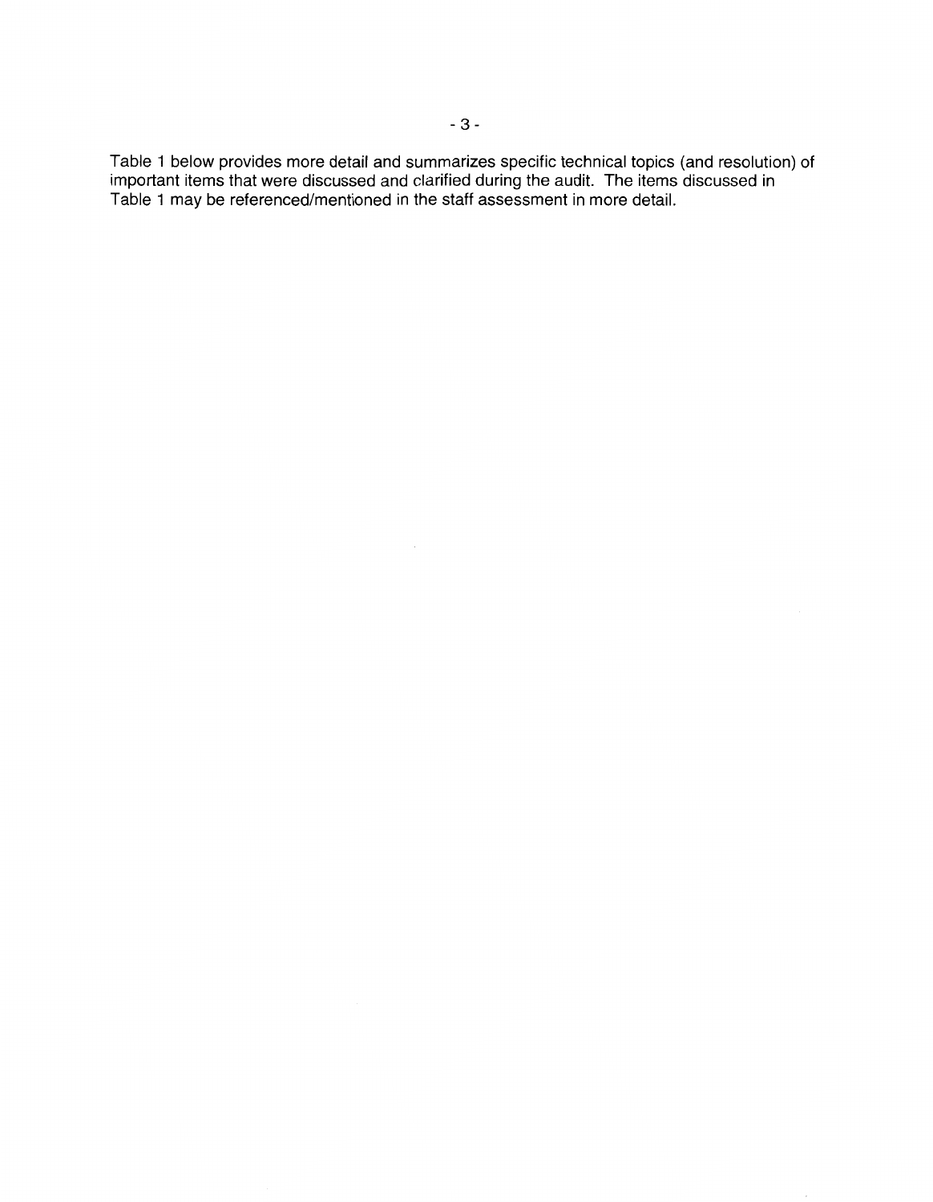Table 1 below provides more detail and summarizes specific technical topics (and resolution) of important items that were discussed and clarified during the audit. The items discussed in Table 1 may be referenced/mentioned in the staff assessment in more detail.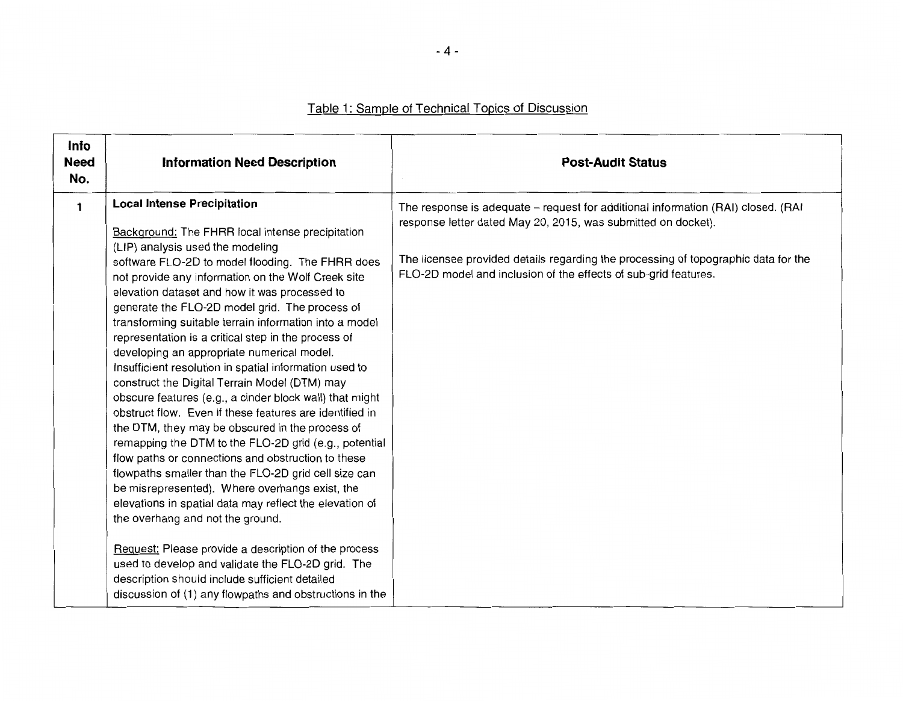Table 1: Sample of Technical Topics of Discussion

| Info Need No. | Information Need Description | Post-Audit Status |
|---|---|---|
| 1 | **Local Intense Precipitation**<br><br>Background: The FHRR local intense precipitation (LIP) analysis used the modeling software FLO-2D to model flooding. The FHRR does not provide any information on the Wolf Creek site elevation dataset and how it was processed to generate the FLO-2D model grid. The process of transforming suitable terrain information into a model representation is a critical step in the process of developing an appropriate numerical model. Insufficient resolution in spatial information used to construct the Digital Terrain Model (DTM) may obscure features (e.g., a cinder block wall) that might obstruct flow. Even if these features are identified in the DTM, they may be obscured in the process of remapping the DTM to the FLO-2D grid (e.g., potential flow paths or connections and obstruction to these flowpaths smaller than the FLO-2D grid cell size can be misrepresented). Where overhangs exist, the elevations in spatial data may reflect the elevation of the overhang and not the ground.<br><br>Request: Please provide a description of the process used to develop and validate the FLO-2D grid. The description should include sufficient detailed discussion of (1) any flowpaths and obstructions in the | The response is adequate – request for additional information (RAI) closed. (RAI response letter dated May 20, 2015, was submitted on docket).<br><br>The licensee provided details regarding the processing of topographic data for the FLO-2D model and inclusion of the effects of sub-grid features. |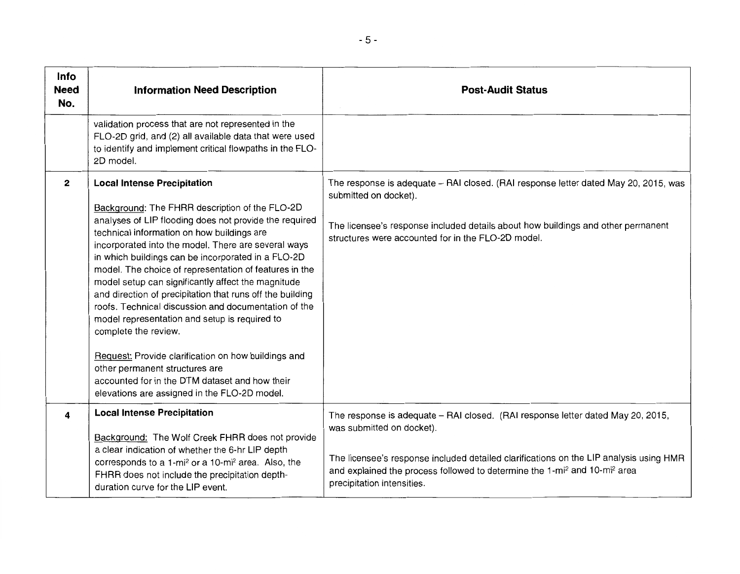| Info Need No. | Information Need Description | Post-Audit Status |
|---|---|---|
| | validation process that are not represented in the FLO-2D grid, and (2) all available data that were used to identify and implement critical flowpaths in the FLO-2D model. | |
| **2** | **Local Intense Precipitation**<br><br><u>Background</u>: The FHRR description of the FLO-2D analyses of LIP flooding does not provide the required technical information on how buildings are incorporated into the model. There are several ways in which buildings can be incorporated in a FLO-2D model. The choice of representation of features in the model setup can significantly affect the magnitude and direction of precipitation that runs off the building roofs. Technical discussion and documentation of the model representation and setup is required to complete the review.<br><br><u>Request:</u> Provide clarification on how buildings and other permanent structures are accounted for in the DTM dataset and how their elevations are assigned in the FLO-2D model. | The response is adequate – RAI closed. (RAI response letter dated May 20, 2015, was submitted on docket).<br><br>The licensee's response included details about how buildings and other permanent structures were accounted for in the FLO-2D model. |
| **4** | **Local Intense Precipitation**<br><br><u>Background:</u> The Wolf Creek FHRR does not provide a clear indication of whether the 6-hr LIP depth corresponds to a 1-mi² or a 10-mi² area. Also, the FHRR does not include the precipitation depth-duration curve for the LIP event. | The response is adequate – RAI closed. (RAI response letter dated May 20, 2015, was submitted on docket).<br><br>The licensee's response included detailed clarifications on the LIP analysis using HMR and explained the process followed to determine the 1-mi² and 10-mi² area precipitation intensities. |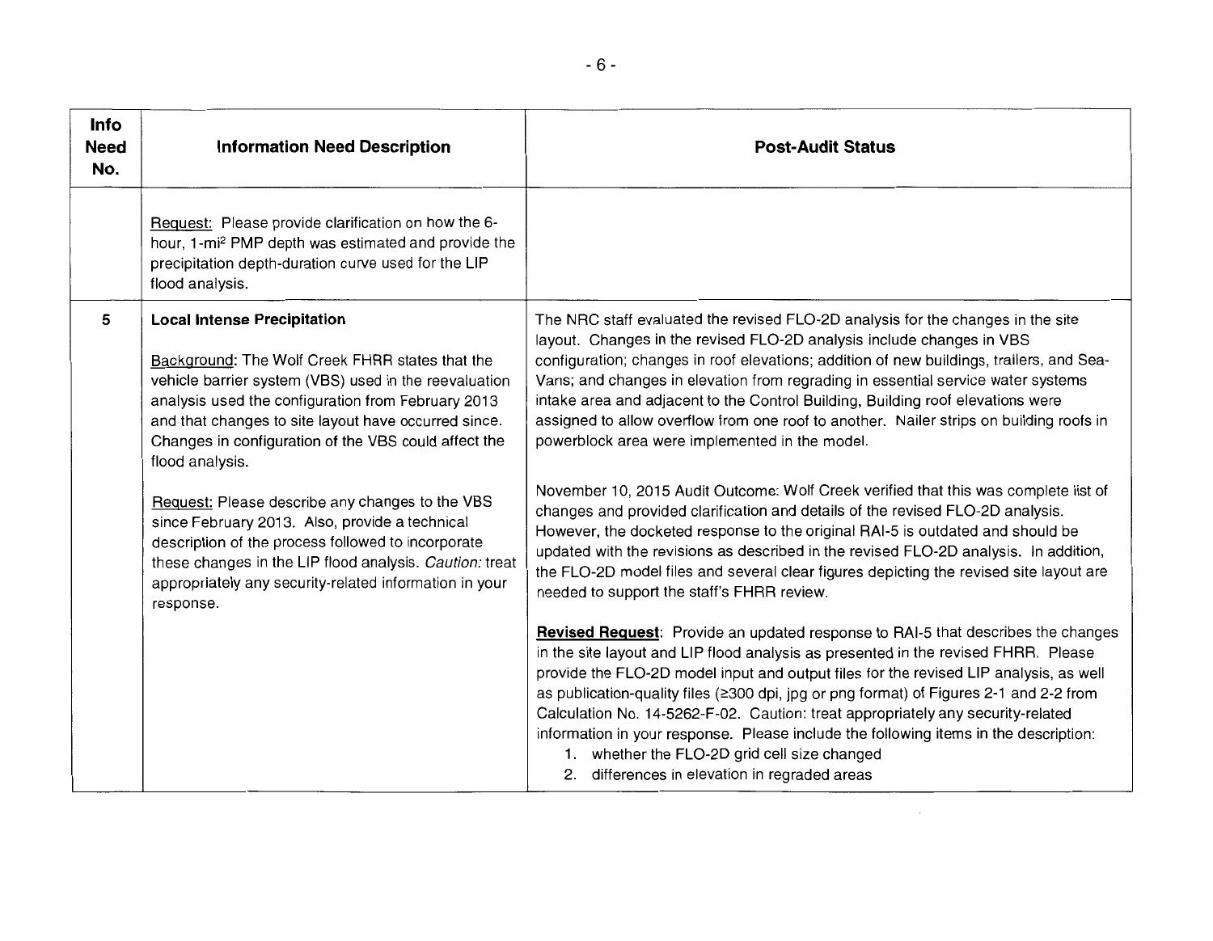| Info Need No. | Information Need Description | Post-Audit Status |
|---|---|---|
| | Request: Please provide clarification on how the 6-hour, 1-$mi^2$ PMP depth was estimated and provide the precipitation depth-duration curve used for the LIP flood analysis. | |
| 5 | **Local Intense Precipitation**<br><br>Background: The Wolf Creek FHRR states that the vehicle barrier system (VBS) used in the reevaluation analysis used the configuration from February 2013 and that changes to site layout have occurred since. Changes in configuration of the VBS could affect the flood analysis.<br><br>Request: Please describe any changes to the VBS since February 2013. Also, provide a technical description of the process followed to incorporate these changes in the LIP flood analysis. *Caution:* treat appropriately any security-related information in your response. | The NRC staff evaluated the revised FLO-2D analysis for the changes in the site layout. Changes in the revised FLO-2D analysis include changes in VBS configuration; changes in roof elevations; addition of new buildings, trailers, and Sea-Vans; and changes in elevation from regrading in essential service water systems intake area and adjacent to the Control Building, Building roof elevations were assigned to allow overflow from one roof to another. Nailer strips on building roofs in powerblock area were implemented in the model.<br><br>November 10, 2015 Audit Outcome: Wolf Creek verified that this was complete list of changes and provided clarification and details of the revised FLO-2D analysis. However, the docketed response to the original RAI-5 is outdated and should be updated with the revisions as described in the revised FLO-2D analysis. In addition, the FLO-2D model files and several clear figures depicting the revised site layout are needed to support the staff's FHRR review.<br><br>**Revised Request**: Provide an updated response to RAI-5 that describes the changes in the site layout and LIP flood analysis as presented in the revised FHRR. Please provide the FLO-2D model input and output files for the revised LIP analysis, as well as publication-quality files (≥300 dpi, jpg or png format) of Figures 2-1 and 2-2 from Calculation No. 14-5262-F-02. Caution: treat appropriately any security-related information in your response. Please include the following items in the description:<br>1. whether the FLO-2D grid cell size changed<br>2. differences in elevation in regraded areas |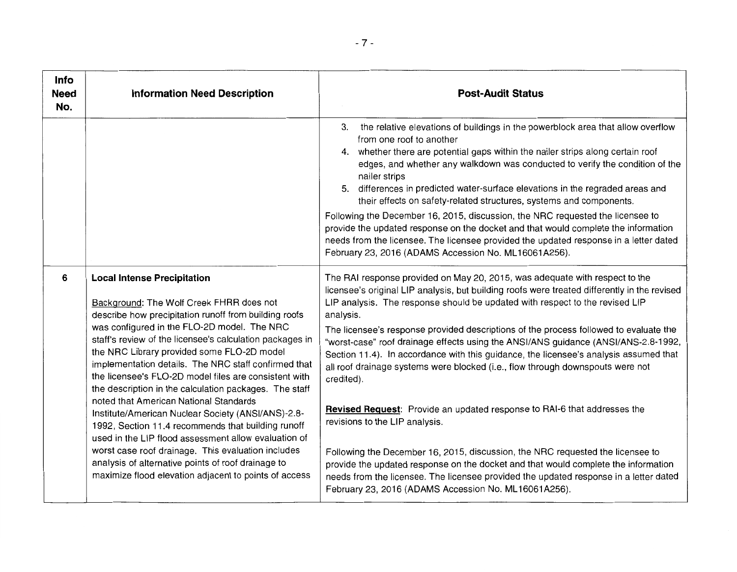| Info Need No. | Information Need Description | Post-Audit Status |
|---|---|---|
| | | 3. the relative elevations of buildings in the powerblock area that allow overflow from one roof to another<br>4. whether there are potential gaps within the nailer strips along certain roof edges, and whether any walkdown was conducted to verify the condition of the nailer strips<br>5. differences in predicted water-surface elevations in the regraded areas and their effects on safety-related structures, systems and components.<br><br>Following the December 16, 2015, discussion, the NRC requested the licensee to provide the updated response on the docket and that would complete the information needs from the licensee. The licensee provided the updated response in a letter dated February 23, 2016 (ADAMS Accession No. ML16061A256). |
| 6 | **Local Intense Precipitation**<br><br>Background: The Wolf Creek FHRR does not describe how precipitation runoff from building roofs was configured in the FLO-2D model. The NRC staff's review of the licensee's calculation packages in the NRC Library provided some FLO-2D model implementation details. The NRC staff confirmed that the licensee's FLO-2D model files are consistent with the description in the calculation packages. The staff noted that American National Standards Institute/American Nuclear Society (ANSI/ANS)-2.8-1992, Section 11.4 recommends that building runoff used in the LIP flood assessment allow evaluation of worst case roof drainage. This evaluation includes analysis of alternative points of roof drainage to maximize flood elevation adjacent to points of access | The RAI response provided on May 20, 2015, was adequate with respect to the licensee's original LIP analysis, but building roofs were treated differently in the revised LIP analysis. The response should be updated with respect to the revised LIP analysis.<br><br>The licensee's response provided descriptions of the process followed to evaluate the "worst-case" roof drainage effects using the ANSI/ANS guidance (ANSI/ANS-2.8-1992, Section 11.4). In accordance with this guidance, the licensee's analysis assumed that all roof drainage systems were blocked (i.e., flow through downspouts were not credited).<br><br>**Revised Request**: Provide an updated response to RAI-6 that addresses the revisions to the LIP analysis.<br><br>Following the December 16, 2015, discussion, the NRC requested the licensee to provide the updated response on the docket and that would complete the information needs from the licensee. The licensee provided the updated response in a letter dated February 23, 2016 (ADAMS Accession No. ML16061A256). |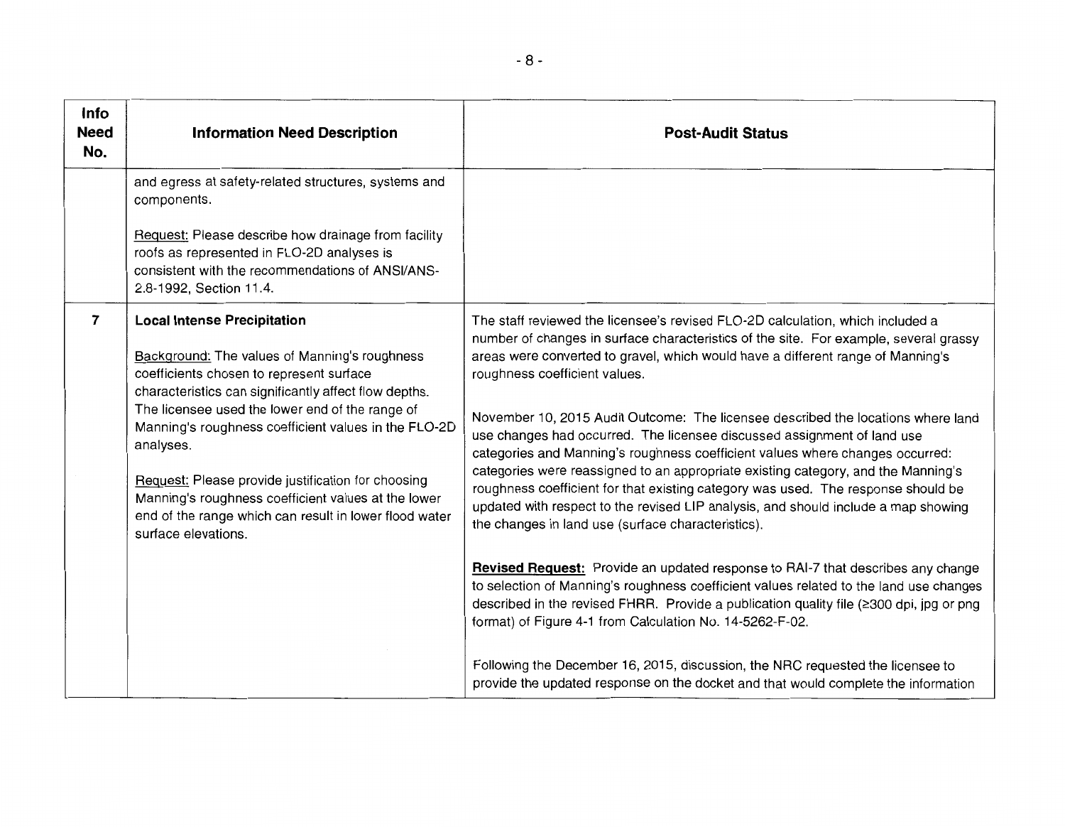| Info Need No. | Information Need Description | Post-Audit Status |
|---|---|---|
| | and egress at safety-related structures, systems and components.<br><br><u>Request:</u> Please describe how drainage from facility roofs as represented in FLO-2D analyses is consistent with the recommendations of ANSI/ANS-2.8-1992, Section 11.4. | |
| **7** | **Local Intense Precipitation**<br><br><u>Background:</u> The values of Manning's roughness coefficients chosen to represent surface characteristics can significantly affect flow depths. The licensee used the lower end of the range of Manning's roughness coefficient values in the FLO-2D analyses.<br><br><u>Request:</u> Please provide justification for choosing Manning's roughness coefficient values at the lower end of the range which can result in lower flood water surface elevations. | The staff reviewed the licensee's revised FLO-2D calculation, which included a number of changes in surface characteristics of the site. For example, several grassy areas were converted to gravel, which would have a different range of Manning's roughness coefficient values.<br><br>November 10, 2015 Audit Outcome: The licensee described the locations where land use changes had occurred. The licensee discussed assignment of land use categories and Manning's roughness coefficient values where changes occurred: categories were reassigned to an appropriate existing category, and the Manning's roughness coefficient for that existing category was used. The response should be updated with respect to the revised LIP analysis, and should include a map showing the changes in land use (surface characteristics).<br><br>**<u>Revised Request:</u>** Provide an updated response to RAI-7 that describes any change to selection of Manning's roughness coefficient values related to the land use changes described in the revised FHRR. Provide a publication quality file (≥300 dpi, jpg or png format) of Figure 4-1 from Calculation No. 14-5262-F-02.<br><br>Following the December 16, 2015, discussion, the NRC requested the licensee to provide the updated response on the docket and that would complete the information |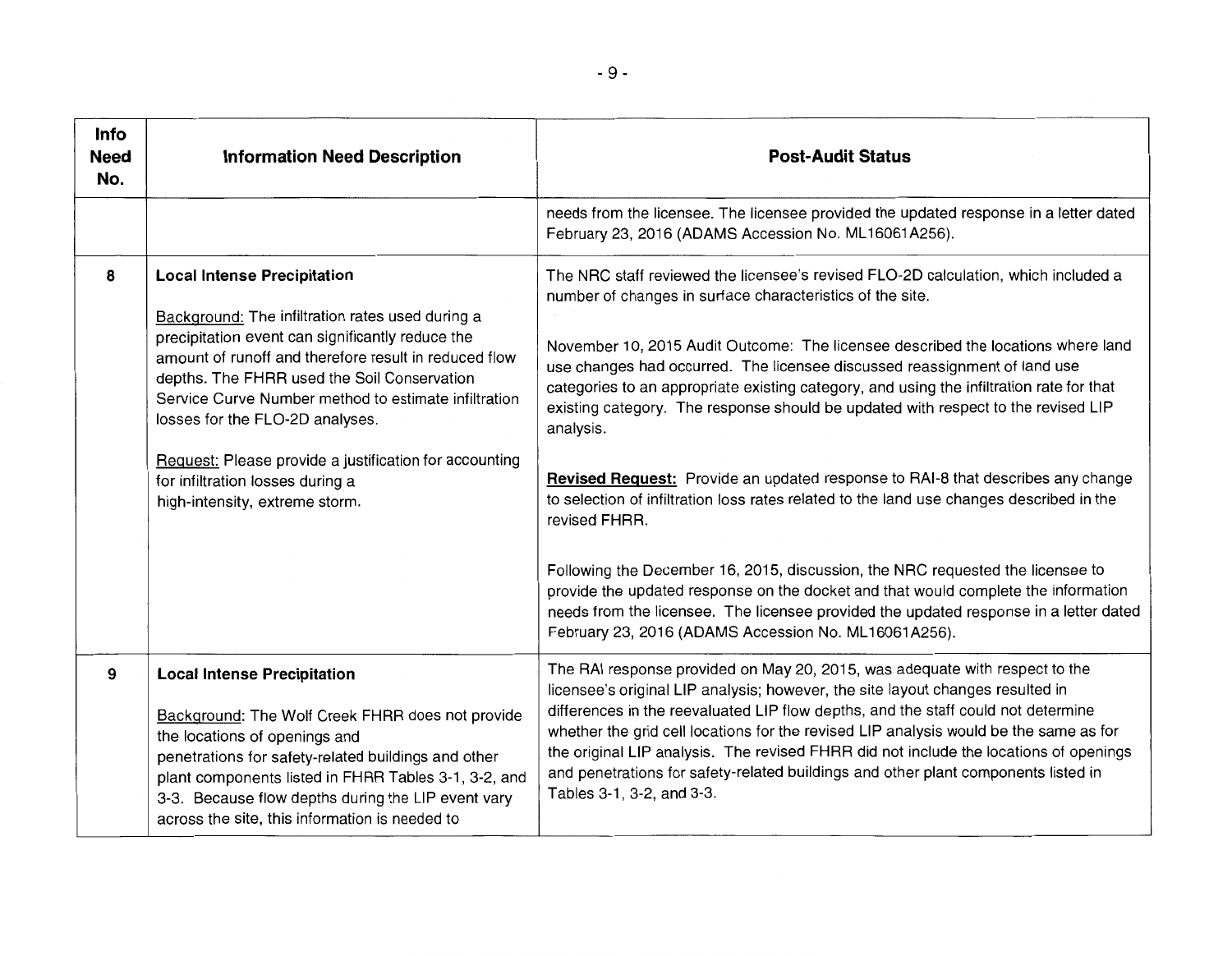| Info Need No. | Information Need Description | Post-Audit Status |
|---|---|---|
| | | needs from the licensee. The licensee provided the updated response in a letter dated February 23, 2016 (ADAMS Accession No. ML16061A256). |
| 8 | **Local Intense Precipitation**<br><br><u>Background:</u> The infiltration rates used during a precipitation event can significantly reduce the amount of runoff and therefore result in reduced flow depths. The FHRR used the Soil Conservation Service Curve Number method to estimate infiltration losses for the FLO-2D analyses.<br><br><u>Request:</u> Please provide a justification for accounting for infiltration losses during a high-intensity, extreme storm. | The NRC staff reviewed the licensee's revised FLO-2D calculation, which included a number of changes in surface characteristics of the site.<br><br>November 10, 2015 Audit Outcome: The licensee described the locations where land use changes had occurred. The licensee discussed reassignment of land use categories to an appropriate existing category, and using the infiltration rate for that existing category. The response should be updated with respect to the revised LIP analysis.<br><br>**<u>Revised Request:</u>** Provide an updated response to RAI-8 that describes any change to selection of infiltration loss rates related to the land use changes described in the revised FHRR.<br><br>Following the December 16, 2015, discussion, the NRC requested the licensee to provide the updated response on the docket and that would complete the information needs from the licensee. The licensee provided the updated response in a letter dated February 23, 2016 (ADAMS Accession No. ML16061A256). |
| 9 | **Local Intense Precipitation**<br><br><u>Background:</u> The Wolf Creek FHRR does not provide the locations of openings and penetrations for safety-related buildings and other plant components listed in FHRR Tables 3-1, 3-2, and 3-3. Because flow depths during the LIP event vary across the site, this information is needed to | The RAI response provided on May 20, 2015, was adequate with respect to the licensee's original LIP analysis; however, the site layout changes resulted in differences in the reevaluated LIP flow depths, and the staff could not determine whether the grid cell locations for the revised LIP analysis would be the same as for the original LIP analysis. The revised FHRR did not include the locations of openings and penetrations for safety-related buildings and other plant components listed in Tables 3-1, 3-2, and 3-3. |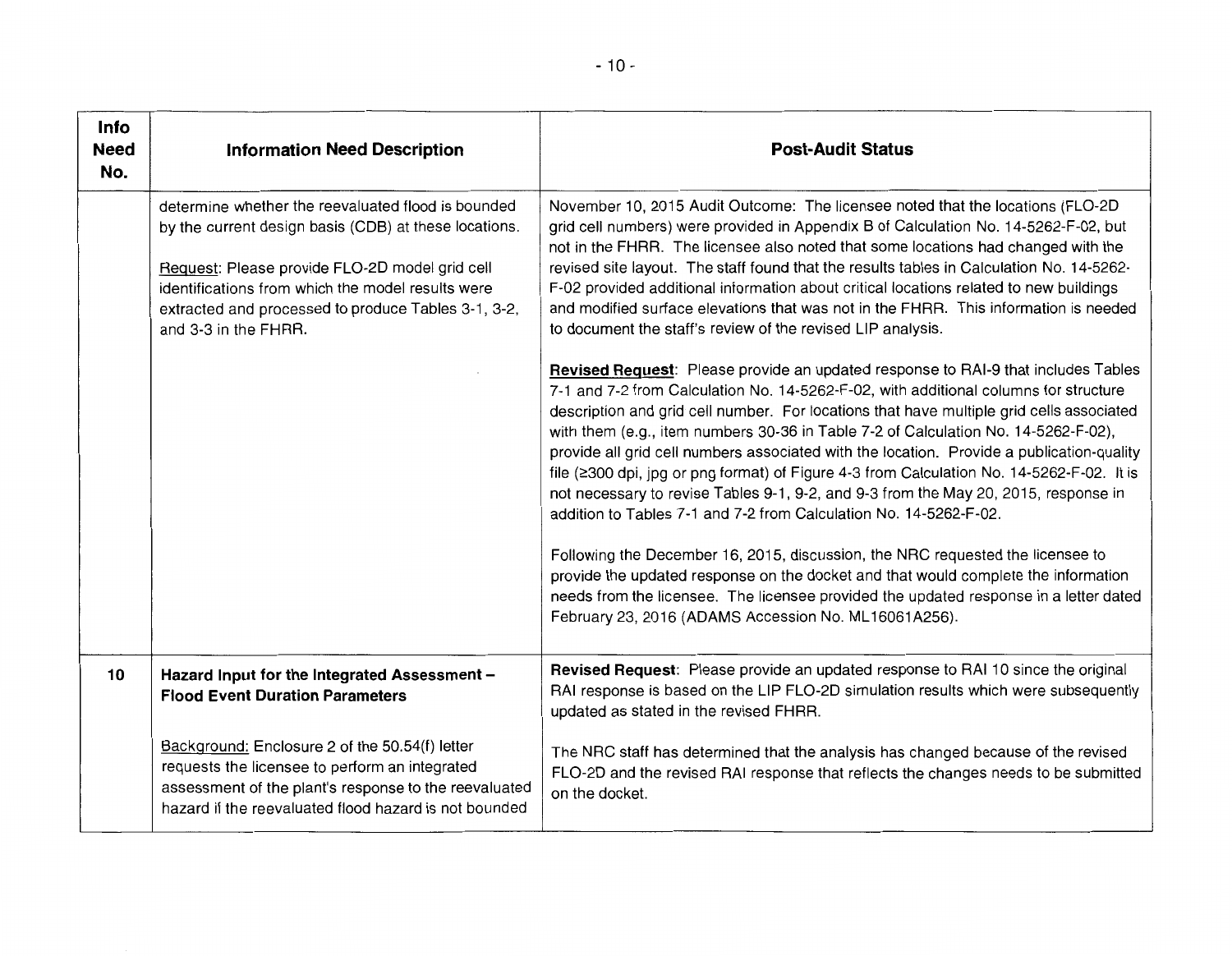| Info Need No. | Information Need Description | Post-Audit Status |
|---|---|---|
| | determine whether the reevaluated flood is bounded by the current design basis (CDB) at these locations.<br><br>Request: Please provide FLO-2D model grid cell identifications from which the model results were extracted and processed to produce Tables 3-1, 3-2, and 3-3 in the FHRR. | November 10, 2015 Audit Outcome: The licensee noted that the locations (FLO-2D grid cell numbers) were provided in Appendix B of Calculation No. 14-5262-F-02, but not in the FHRR. The licensee also noted that some locations had changed with the revised site layout. The staff found that the results tables in Calculation No. 14-5262-F-02 provided additional information about critical locations related to new buildings and modified surface elevations that was not in the FHRR. This information is needed to document the staff's review of the revised LIP analysis.<br><br>**Revised Request**: Please provide an updated response to RAI-9 that includes Tables 7-1 and 7-2 from Calculation No. 14-5262-F-02, with additional columns for structure description and grid cell number. For locations that have multiple grid cells associated with them (e.g., item numbers 30-36 in Table 7-2 of Calculation No. 14-5262-F-02), provide all grid cell numbers associated with the location. Provide a publication-quality file (≥300 dpi, jpg or png format) of Figure 4-3 from Calculation No. 14-5262-F-02. It is not necessary to revise Tables 9-1, 9-2, and 9-3 from the May 20, 2015, response in addition to Tables 7-1 and 7-2 from Calculation No. 14-5262-F-02.<br><br>Following the December 16, 2015, discussion, the NRC requested the licensee to provide the updated response on the docket and that would complete the information needs from the licensee. The licensee provided the updated response in a letter dated February 23, 2016 (ADAMS Accession No. ML16061A256). |
| 10 | **Hazard Input for the Integrated Assessment – Flood Event Duration Parameters**<br><br>Background: Enclosure 2 of the 50.54(f) letter requests the licensee to perform an integrated assessment of the plant's response to the reevaluated hazard if the reevaluated flood hazard is not bounded | **Revised Request**: Please provide an updated response to RAI 10 since the original RAI response is based on the LIP FLO-2D simulation results which were subsequently updated as stated in the revised FHRR.<br><br>The NRC staff has determined that the analysis has changed because of the revised FLO-2D and the revised RAI response that reflects the changes needs to be submitted on the docket. |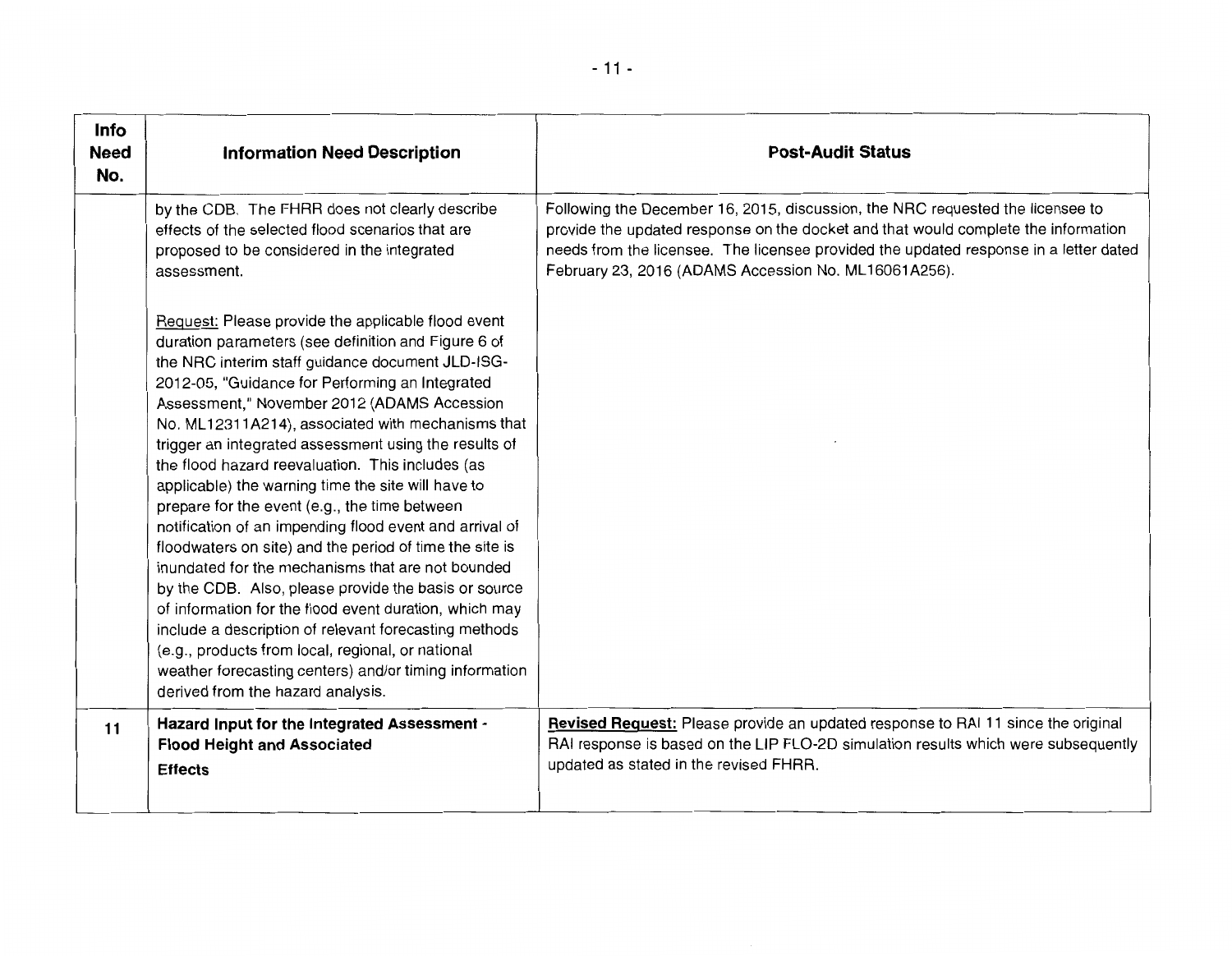| Info Need No. | Information Need Description | Post-Audit Status |
|---|---|---|
| | by the CDB. The FHRR does not clearly describe effects of the selected flood scenarios that are proposed to be considered in the integrated assessment.<br><br>Request: Please provide the applicable flood event duration parameters (see definition and Figure 6 of the NRC interim staff guidance document JLD-ISG-2012-05, "Guidance for Performing an Integrated Assessment," November 2012 (ADAMS Accession No. ML12311A214), associated with mechanisms that trigger an integrated assessment using the results of the flood hazard reevaluation. This includes (as applicable) the warning time the site will have to prepare for the event (e.g., the time between notification of an impending flood event and arrival of floodwaters on site) and the period of time the site is inundated for the mechanisms that are not bounded by the CDB. Also, please provide the basis or source of information for the flood event duration, which may include a description of relevant forecasting methods (e.g., products from local, regional, or national weather forecasting centers) and/or timing information derived from the hazard analysis. | Following the December 16, 2015, discussion, the NRC requested the licensee to provide the updated response on the docket and that would complete the information needs from the licensee. The licensee provided the updated response in a letter dated February 23, 2016 (ADAMS Accession No. ML16061A256). |
| 11 | **Hazard Input for the Integrated Assessment - Flood Height and Associated Effects** | **Revised Request:** Please provide an updated response to RAI 11 since the original RAI response is based on the LIP FLO-2D simulation results which were subsequently updated as stated in the revised FHRR. |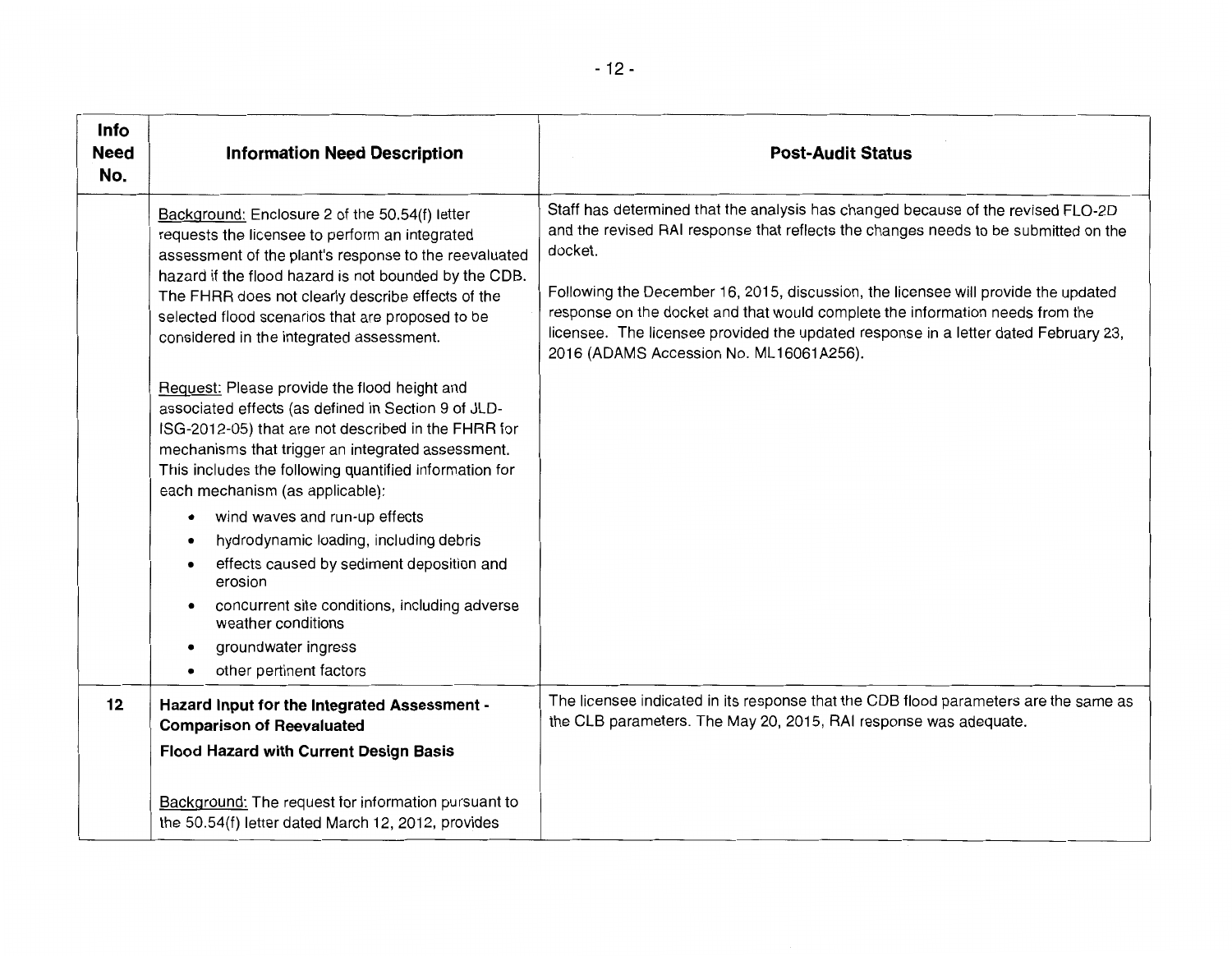| Info Need No. | Information Need Description | Post-Audit Status |
|---|---|---|
| | Background: Enclosure 2 of the 50.54(f) letter requests the licensee to perform an integrated assessment of the plant's response to the reevaluated hazard if the flood hazard is not bounded by the CDB. The FHRR does not clearly describe effects of the selected flood scenarios that are proposed to be considered in the integrated assessment.<br><br>Request: Please provide the flood height and associated effects (as defined in Section 9 of JLD-ISG-2012-05) that are not described in the FHRR for mechanisms that trigger an integrated assessment. This includes the following quantified information for each mechanism (as applicable):<br>• wind waves and run-up effects<br>• hydrodynamic loading, including debris<br>• effects caused by sediment deposition and erosion<br>• concurrent site conditions, including adverse weather conditions<br>• groundwater ingress<br>• other pertinent factors | Staff has determined that the analysis has changed because of the revised FLO-2D and the revised RAI response that reflects the changes needs to be submitted on the docket.<br><br>Following the December 16, 2015, discussion, the licensee will provide the updated response on the docket and that would complete the information needs from the licensee. The licensee provided the updated response in a letter dated February 23, 2016 (ADAMS Accession No. ML16061A256). |
| 12 | **Hazard Input for the Integrated Assessment - Comparison of Reevaluated Flood Hazard with Current Design Basis**<br><br>Background: The request for information pursuant to the 50.54(f) letter dated March 12, 2012, provides | The licensee indicated in its response that the CDB flood parameters are the same as the CLB parameters. The May 20, 2015, RAI response was adequate. |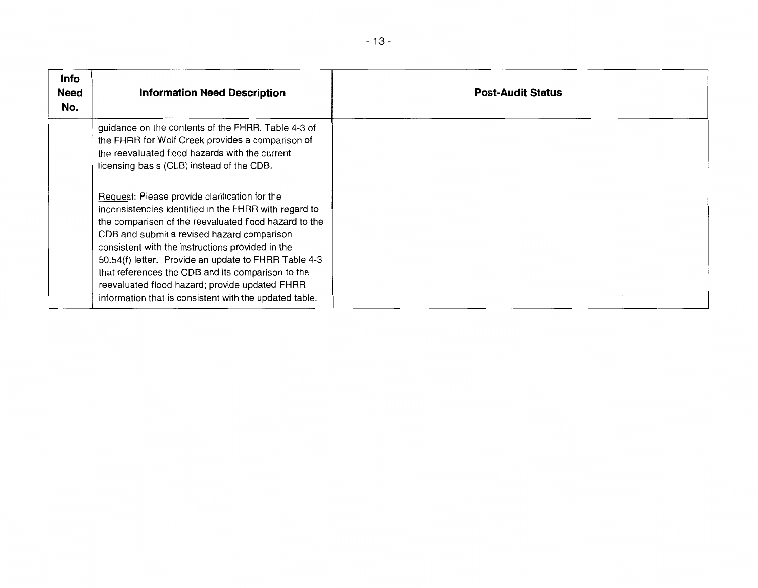| Info Need No. | Information Need Description | Post-Audit Status |
|---|---|---|
| | guidance on the contents of the FHRR. Table 4-3 of the FHRR for Wolf Creek provides a comparison of the reevaluated flood hazards with the current licensing basis (CLB) instead of the CDB.<br><br><u>Request:</u> Please provide clarification for the inconsistencies identified in the FHRR with regard to the comparison of the reevaluated flood hazard to the CDB and submit a revised hazard comparison consistent with the instructions provided in the 50.54(f) letter. Provide an update to FHRR Table 4-3 that references the CDB and its comparison to the reevaluated flood hazard; provide updated FHRR information that is consistent with the updated table. | |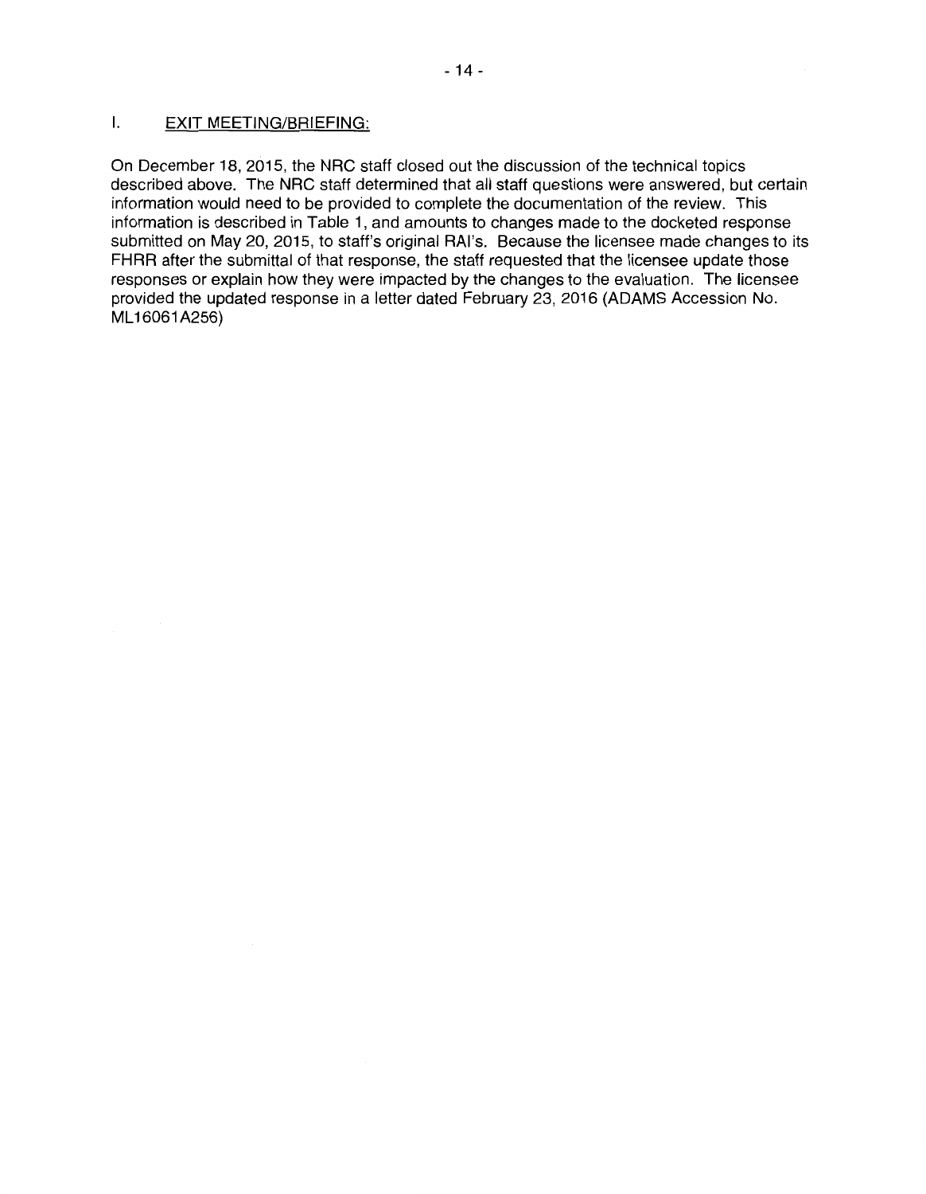## I. EXIT MEETING/BRIEFING:

On December 18, 2015, the NRC staff closed out the discussion of the technical topics described above. The NRC staff determined that all staff questions were answered, but certain information would need to be provided to complete the documentation of the review. This information is described in Table 1, and amounts to changes made to the docketed response submitted on May 20, 2015, to staff's original RAI's. Because the licensee made changes to its FHRR after the submittal of that response, the staff requested that the licensee update those responses or explain how they were impacted by the changes to the evaluation. The licensee provided the updated response in a letter dated February 23, 2016 (ADAMS Accession No. ML16061A256)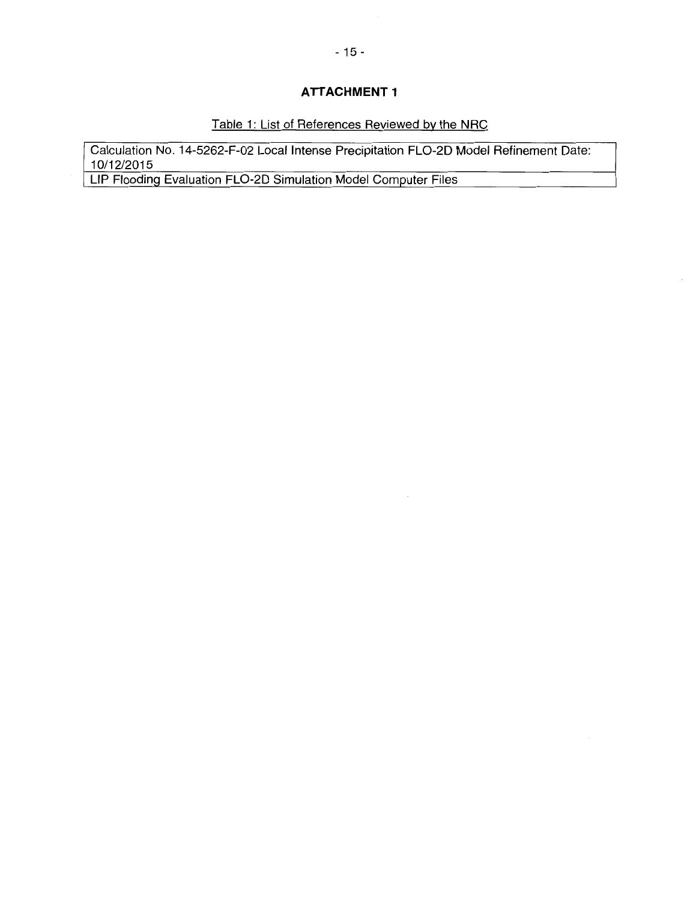# ATTACHMENT 1

Table 1: List of References Reviewed by the NRC

| Calculation No. 14-5262-F-02 Local Intense Precipitation FLO-2D Model Refinement Date: 10/12/2015 |
|---|
| LIP Flooding Evaluation FLO-2D Simulation Model Computer Files |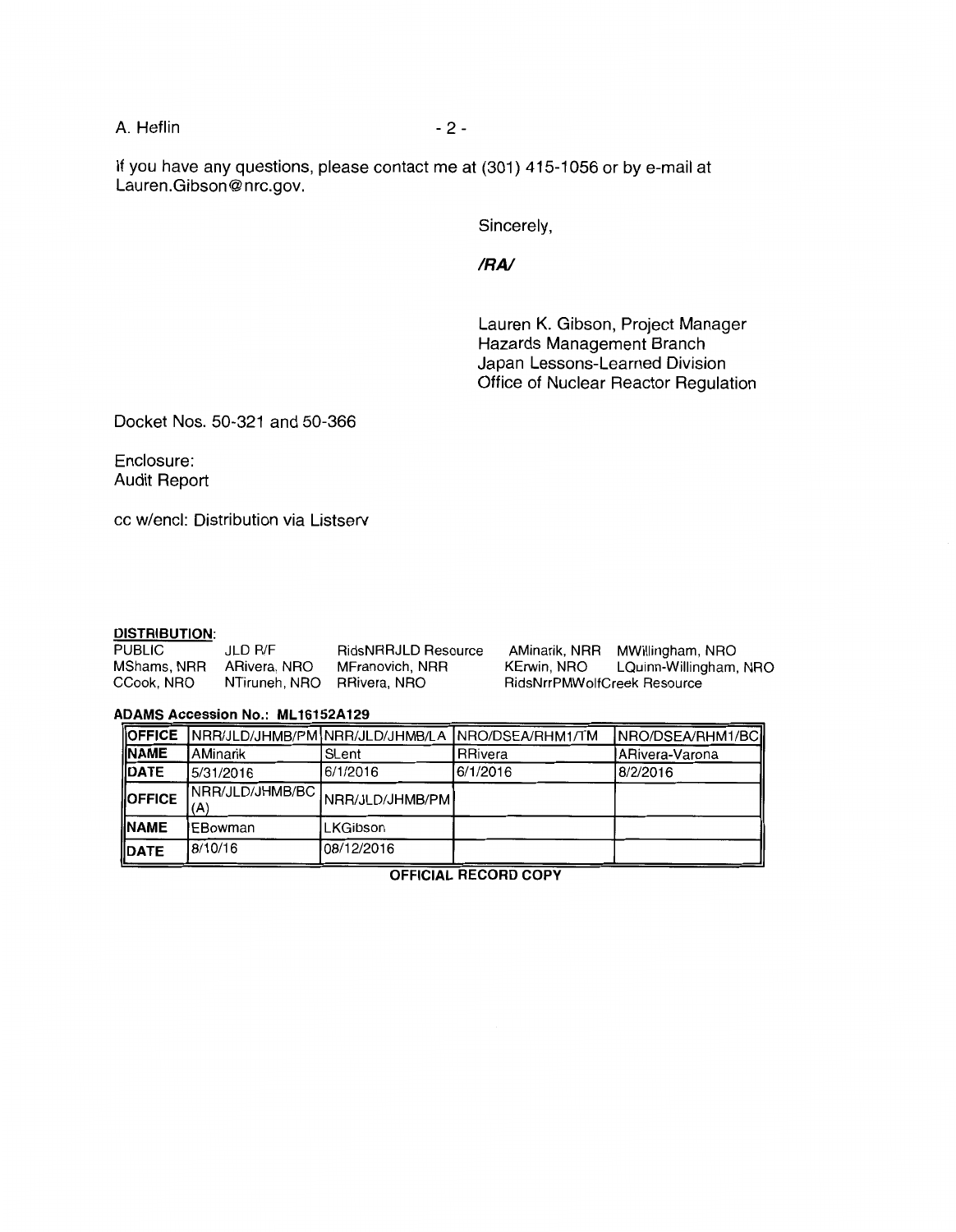A. Heflin

If you have any questions, please contact me at (301) 415-1056 or by e-mail at Lauren.Gibson@nrc.gov.

Sincerely,

***/RA/***

Lauren K. Gibson, Project Manager
Hazards Management Branch
Japan Lessons-Learned Division
Office of Nuclear Reactor Regulation

Docket Nos. 50-321 and 50-366

Enclosure:
Audit Report

cc w/encl: Distribution via Listserv

**DISTRIBUTION**:

| | | | | |
|---|---|---|---|---|
| PUBLIC | JLD R/F | RidsNRRJLD Resource | AMinarik, NRR | MWillingham, NRO |
| MShams, NRR | ARivera, NRO | MFranovich, NRR | KErwin, NRO | LQuinn-Willingham, NRO |
| CCook, NRO | NTiruneh, NRO | RRivera, NRO | RidsNrrPMWolfCreek Resource | |

**ADAMS Accession No.: ML16152A129**

| **OFFICE** | NRR/JLD/JHMB/PM | NRR/JLD/JHMB/LA | NRO/DSEA/RHM1/TM | NRO/DSEA/RHM1/BC |
|---|---|---|---|---|
| **NAME** | AMinarik | SLent | RRivera | ARivera-Varona |
| **DATE** | 5/31/2016 | 6/1/2016 | 6/1/2016 | 8/2/2016 |
| **OFFICE** | NRR/JLD/JHMB/BC (A) | NRR/JLD/JHMB/PM | | |
| **NAME** | EBowman | LKGibson | | |
| **DATE** | 8/10/16 | 08/12/2016 | | |

**OFFICIAL RECORD COPY**